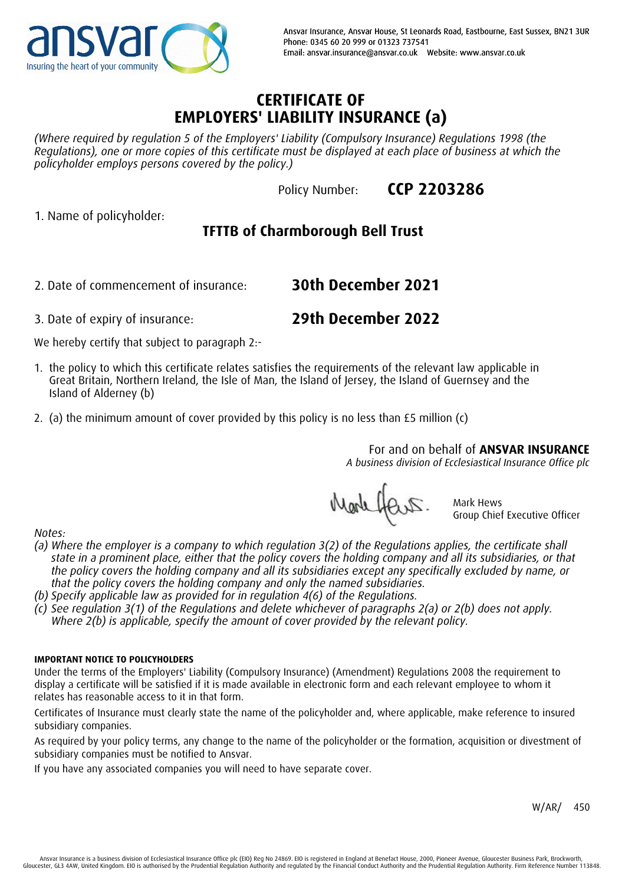ansvar
Insuring the heart of your community

Ansvar Insurance, Ansvar House, St Leonards Road, Eastbourne, East Sussex, BN21 3UR
Phone: 0345 60 20 999 or 01323 737541
Email: ansvar.insurance@ansvar.co.uk Website: www.ansvar.co.uk

# CERTIFICATE OF EMPLOYERS' LIABILITY INSURANCE (a)

*(Where required by regulation 5 of the Employers' Liability (Compulsory Insurance) Regulations 1998 (the Regulations), one or more copies of this certificate must be displayed at each place of business at which the policyholder employs persons covered by the policy.)*

Policy Number: **CCP 2203286**

1. Name of policyholder:

**TFTTB of Charmborough Bell Trust**

2. Date of commencement of insurance: **30th December 2021**

3. Date of expiry of insurance: **29th December 2022**

We hereby certify that subject to paragraph 2:-

1. the policy to which this certificate relates satisfies the requirements of the relevant law applicable in Great Britain, Northern Ireland, the Isle of Man, the Island of Jersey, the Island of Guernsey and the Island of Alderney (b)

2. (a) the minimum amount of cover provided by this policy is no less than £5 million (c)

For and on behalf of **ANSVAR INSURANCE**
*A business division of Ecclesiastical Insurance Office plc*

Mark Hews
Group Chief Executive Officer

*Notes:*

*(a) Where the employer is a company to which regulation 3(2) of the Regulations applies, the certificate shall state in a prominent place, either that the policy covers the holding company and all its subsidiaries, or that the policy covers the holding company and all its subsidiaries except any specifically excluded by name, or that the policy covers the holding company and only the named subsidiaries.*

*(b) Specify applicable law as provided for in regulation 4(6) of the Regulations.*

*(c) See regulation 3(1) of the Regulations and delete whichever of paragraphs 2(a) or 2(b) does not apply. Where 2(b) is applicable, specify the amount of cover provided by the relevant policy.*

**IMPORTANT NOTICE TO POLICYHOLDERS**

Under the terms of the Employers' Liability (Compulsory Insurance) (Amendment) Regulations 2008 the requirement to display a certificate will be satisfied if it is made available in electronic form and each relevant employee to whom it relates has reasonable access to it in that form.

Certificates of Insurance must clearly state the name of the policyholder and, where applicable, make reference to insured subsidiary companies.

As required by your policy terms, any change to the name of the policyholder or the formation, acquisition or divestment of subsidiary companies must be notified to Ansvar.

If you have any associated companies you will need to have separate cover.

W/AR/ 450

Ansvar Insurance is a business division of Ecclesiastical Insurance Office plc (EIO) Reg No 24869. EIO is registered in England at Benefact House, 2000, Pioneer Avenue, Gloucester Business Park, Brockworth, Gloucester, GL3 4AW, United Kingdom. EIO is authorised by the Prudential Regulation Authority and regulated by the Financial Conduct Authority and the Prudential Regulation Authority. Firm Reference Number 113848.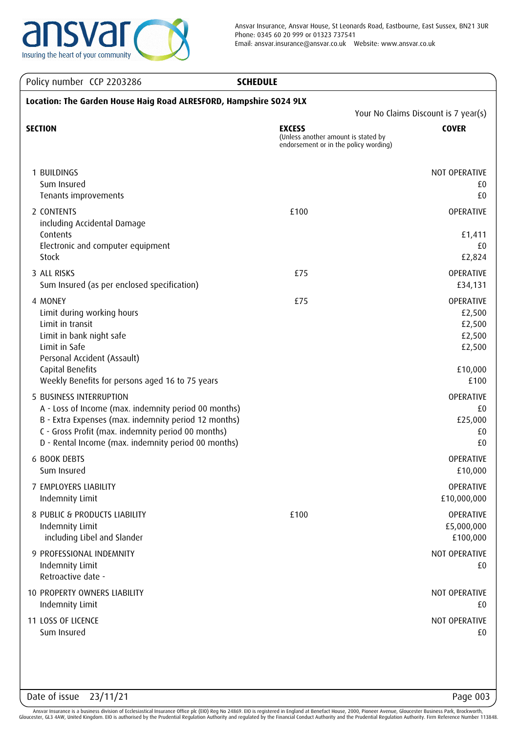Ansvar Insurance, Ansvar House, St Leonards Road, Eastbourne, East Sussex, BN21 3UR
Phone: 0345 60 20 999 or 01323 737541
Email: ansvar.insurance@ansvar.co.uk  Website: www.ansvar.co.uk

ansvar — Insuring the heart of your community

Policy number CCP 2203286

## SCHEDULE

**Location: The Garden House Haig Road ALRESFORD, Hampshire SO24 9LX**

Your No Claims Discount is 7 year(s)

| SECTION | EXCESS (Unless another amount is stated by endorsement or in the policy wording) | COVER |
|---|---|---|
| 1 BUILDINGS | | NOT OPERATIVE |
| Sum Insured | | £0 |
| Tenants improvements | | £0 |
| 2 CONTENTS | £100 | OPERATIVE |
| including Accidental Damage | | |
| Contents | | £1,411 |
| Electronic and computer equipment | | £0 |
| Stock | | £2,824 |
| 3 ALL RISKS | £75 | OPERATIVE |
| Sum Insured (as per enclosed specification) | | £34,131 |
| 4 MONEY | £75 | OPERATIVE |
| Limit during working hours | | £2,500 |
| Limit in transit | | £2,500 |
| Limit in bank night safe | | £2,500 |
| Limit in Safe | | £2,500 |
| Personal Accident (Assault) | | |
| Capital Benefits | | £10,000 |
| Weekly Benefits for persons aged 16 to 75 years | | £100 |
| 5 BUSINESS INTERRUPTION | | OPERATIVE |
| A - Loss of Income (max. indemnity period 00 months) | | £0 |
| B - Extra Expenses (max. indemnity period 12 months) | | £25,000 |
| C - Gross Profit (max. indemnity period 00 months) | | £0 |
| D - Rental Income (max. indemnity period 00 months) | | £0 |
| 6 BOOK DEBTS | | OPERATIVE |
| Sum Insured | | £10,000 |
| 7 EMPLOYERS LIABILITY | | OPERATIVE |
| Indemnity Limit | | £10,000,000 |
| 8 PUBLIC & PRODUCTS LIABILITY | £100 | OPERATIVE |
| Indemnity Limit | | £5,000,000 |
| including Libel and Slander | | £100,000 |
| 9 PROFESSIONAL INDEMNITY | | NOT OPERATIVE |
| Indemnity Limit | | £0 |
| Retroactive date - | | |
| 10 PROPERTY OWNERS LIABILITY | | NOT OPERATIVE |
| Indemnity Limit | | £0 |
| 11 LOSS OF LICENCE | | NOT OPERATIVE |
| Sum Insured | | £0 |

Date of issue 23/11/21

Ansvar Insurance is a business division of Ecclesiastical Insurance Office plc (EIO) Reg No 24869. EIO is registered in England at Benefact House, 2000, Pioneer Avenue, Gloucester Business Park, Brockworth, Gloucester, GL3 4AW, United Kingdom. EIO is authorised by the Prudential Regulation Authority and regulated by the Financial Conduct Authority and the Prudential Regulation Authority. Firm Reference Number 113848.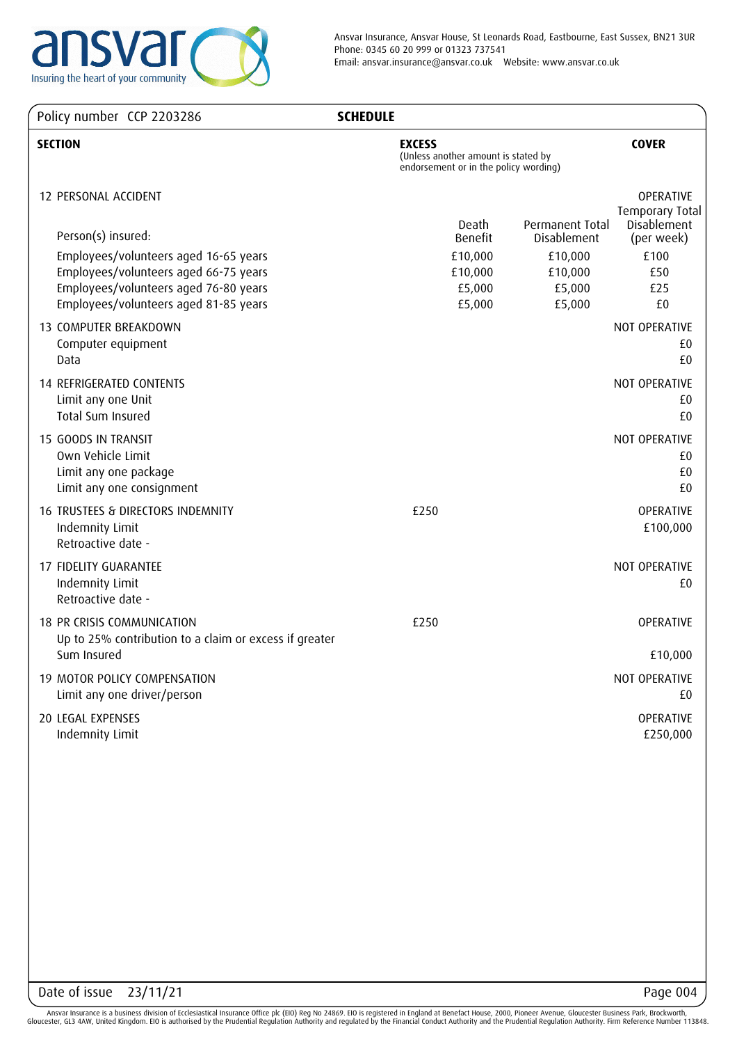ansvar
Insuring the heart of your community

Ansvar Insurance, Ansvar House, St Leonards Road, Eastbourne, East Sussex, BN21 3UR
Phone: 0345 60 20 999 or 01323 737541
Email: ansvar.insurance@ansvar.co.uk Website: www.ansvar.co.uk

Policy number CCP 2203286

**SCHEDULE**

| **SECTION** | **EXCESS** (Unless another amount is stated by endorsement or in the policy wording) | | **COVER** |
|---|---|---|---|
| 12 PERSONAL ACCIDENT | | | OPERATIVE |
| Person(s) insured: | Death Benefit | Permanent Total Disablement | Temporary Total Disablement (per week) |
| Employees/volunteers aged 16-65 years | £10,000 | £10,000 | £100 |
| Employees/volunteers aged 66-75 years | £10,000 | £10,000 | £50 |
| Employees/volunteers aged 76-80 years | £5,000 | £5,000 | £25 |
| Employees/volunteers aged 81-85 years | £5,000 | £5,000 | £0 |
| 13 COMPUTER BREAKDOWN | | | NOT OPERATIVE |
| Computer equipment | | | £0 |
| Data | | | £0 |
| 14 REFRIGERATED CONTENTS | | | NOT OPERATIVE |
| Limit any one Unit | | | £0 |
| Total Sum Insured | | | £0 |
| 15 GOODS IN TRANSIT | | | NOT OPERATIVE |
| Own Vehicle Limit | | | £0 |
| Limit any one package | | | £0 |
| Limit any one consignment | | | £0 |
| 16 TRUSTEES & DIRECTORS INDEMNITY | £250 | | OPERATIVE |
| Indemnity Limit | | | £100,000 |
| Retroactive date - | | | |
| 17 FIDELITY GUARANTEE | | | NOT OPERATIVE |
| Indemnity Limit | | | £0 |
| Retroactive date - | | | |
| 18 PR CRISIS COMMUNICATION | £250 | | OPERATIVE |
| Up to 25% contribution to a claim or excess if greater | | | |
| Sum Insured | | | £10,000 |
| 19 MOTOR POLICY COMPENSATION | | | NOT OPERATIVE |
| Limit any one driver/person | | | £0 |
| 20 LEGAL EXPENSES | | | OPERATIVE |
| Indemnity Limit | | | £250,000 |

Date of issue 23/11/21

Ansvar Insurance is a business division of Ecclesiastical Insurance Office plc (EIO) Reg No 24869. EIO is registered in England at Benefact House, 2000, Pioneer Avenue, Gloucester Business Park, Brockworth, Gloucester, GL3 4AW, United Kingdom. EIO is authorised by the Prudential Regulation Authority and regulated by the Financial Conduct Authority and the Prudential Regulation Authority. Firm Reference Number 113848.